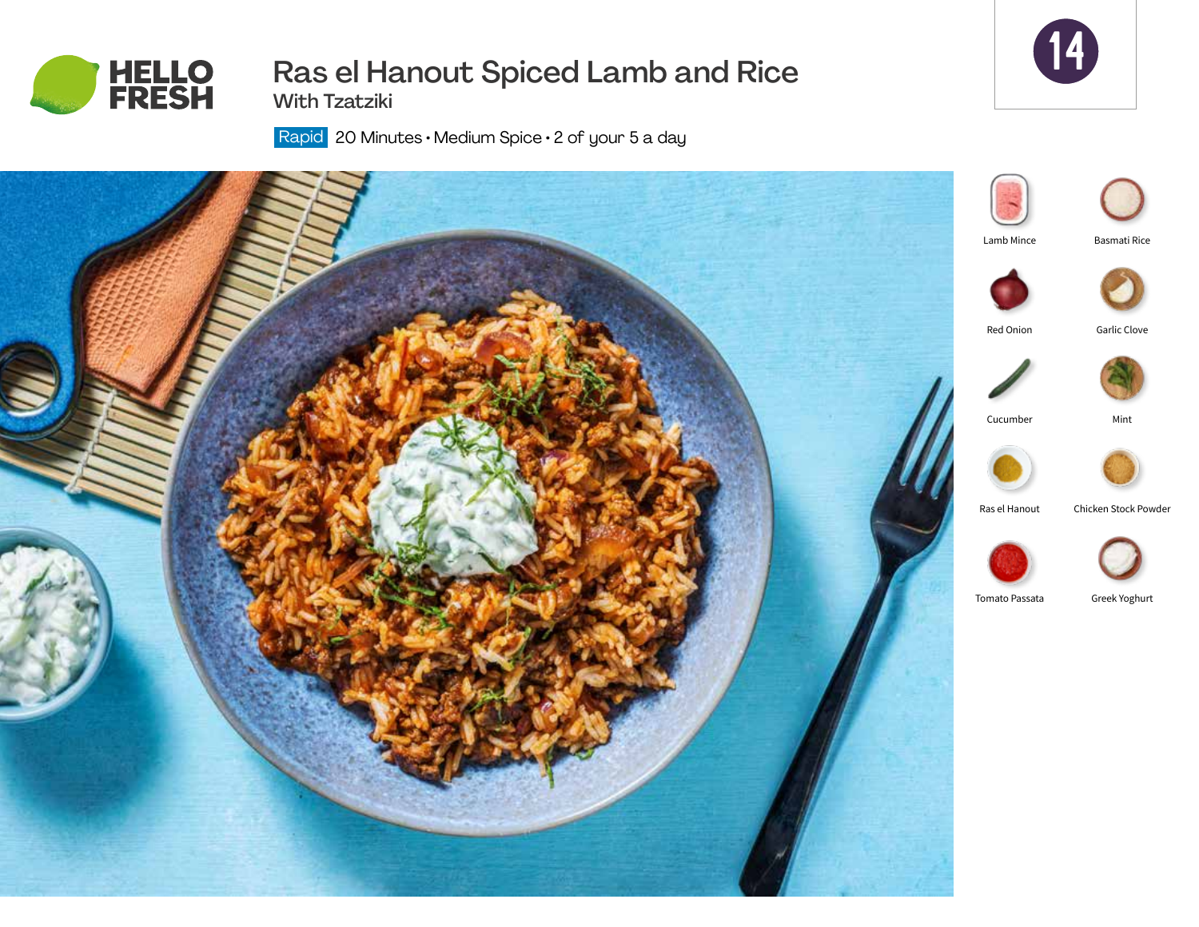# Ras el Hanout Spiced Lamb and Rice

## With Tzatziki

Rapid 20 Minutes • Medium Spice • 2 of your 5 a day

14

- Lamb Mince
- Basmati Rice
- Red Onion
- Garlic Clove
- Cucumber
- Mint
- Ras el Hanout
- Chicken Stock Powder
- Tomato Passata
- Greek Yoghurt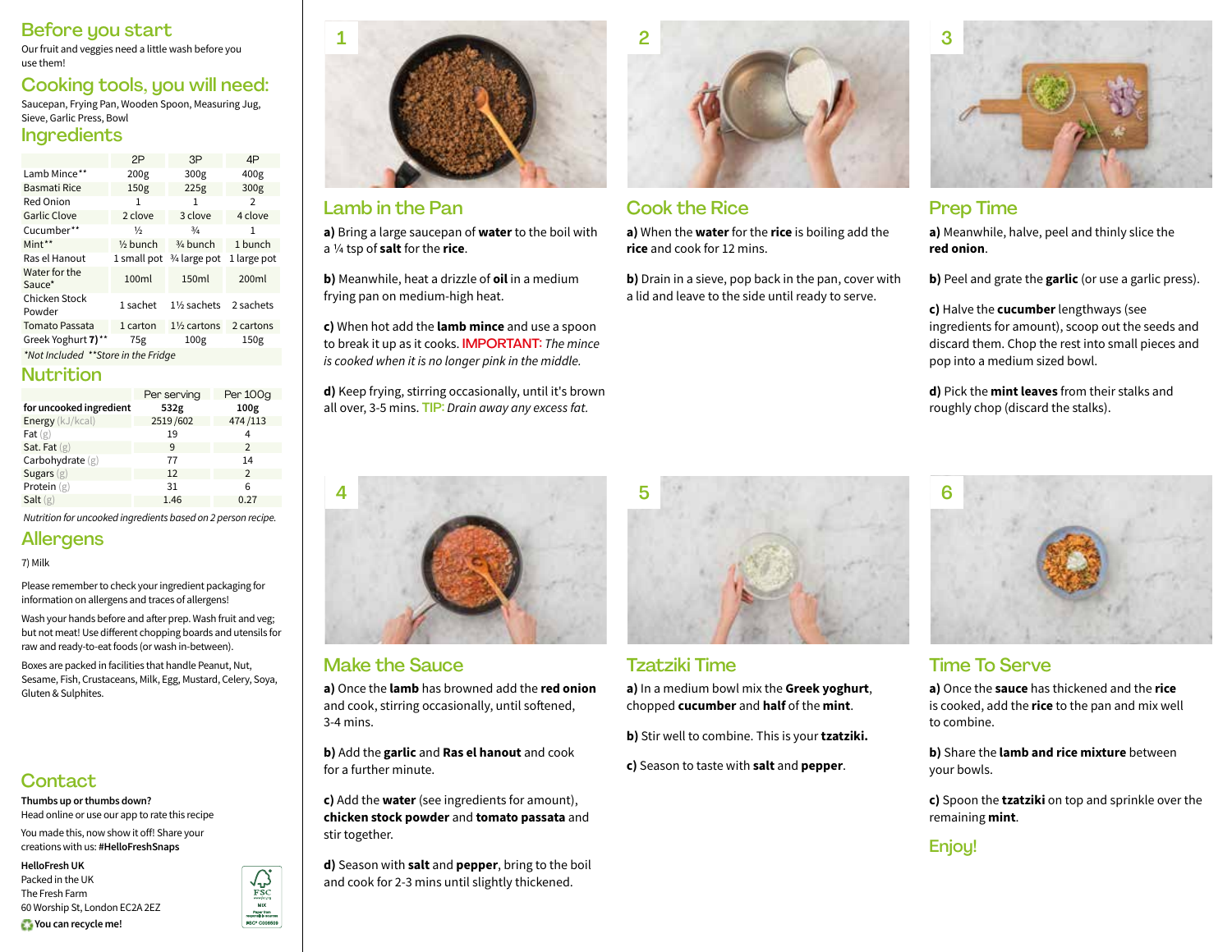## Before you start

Our fruit and veggies need a little wash before you use them!

## Cooking tools, you will need:

Saucepan, Frying Pan, Wooden Spoon, Measuring Jug, Sieve, Garlic Press, Bowl

## Ingredients

| | 2P | 3P | 4P |
|---|---|---|---|
| Lamb Mince** | 200g | 300g | 400g |
| Basmati Rice | 150g | 225g | 300g |
| Red Onion | 1 | 1 | 2 |
| Garlic Clove | 2 clove | 3 clove | 4 clove |
| Cucumber** | ½ | ¾ | 1 |
| Mint** | ½ bunch | ¾ bunch | 1 bunch |
| Ras el Hanout | 1 small pot | ¾ large pot | 1 large pot |
| Water for the Sauce* | 100ml | 150ml | 200ml |
| Chicken Stock Powder | 1 sachet | 1½ sachets | 2 sachets |
| Tomato Passata | 1 carton | 1½ cartons | 2 cartons |
| Greek Yoghurt 7)** | 75g | 100g | 150g |

*Not Included **Store in the Fridge

## Nutrition

| | Per serving | Per 100g |
|---|---|---|
| **for uncooked ingredient** | **532g** | **100g** |
| Energy (kJ/kcal) | 2519 /602 | 474 /113 |
| Fat (g) | 19 | 4 |
| Sat. Fat (g) | 9 | 2 |
| Carbohydrate (g) | 77 | 14 |
| Sugars (g) | 12 | 2 |
| Protein (g) | 31 | 6 |
| Salt (g) | 1.46 | 0.27 |

*Nutrition for uncooked ingredients based on 2 person recipe.*

## Allergens

7) Milk

Please remember to check your ingredient packaging for information on allergens and traces of allergens!

Wash your hands before and after prep. Wash fruit and veg; but not meat! Use different chopping boards and utensils for raw and ready-to-eat foods (or wash in-between).

Boxes are packed in facilities that handle Peanut, Nut, Sesame, Fish, Crustaceans, Milk, Egg, Mustard, Celery, Soya, Gluten & Sulphites.

## Contact

**Thumbs up or thumbs down?**
Head online or use our app to rate this recipe

You made this, now show it off! Share your creations with us: **#HelloFreshSnaps**

**HelloFresh UK**
Packed in the UK
The Fresh Farm
60 Worship St, London EC2A 2EZ

**You can recycle me!**

## 1 Lamb in the Pan

**a)** Bring a large saucepan of **water** to the boil with a ¼ tsp of **salt** for the **rice**.

**b)** Meanwhile, heat a drizzle of **oil** in a medium frying pan on medium-high heat.

**c)** When hot add the **lamb mince** and use a spoon to break it up as it cooks. IMPORTANT: *The mince is cooked when it is no longer pink in the middle.*

**d)** Keep frying, stirring occasionally, until it's brown all over, 3-5 mins. TIP: *Drain away any excess fat.*

## 2 Cook the Rice

**a)** When the **water** for the **rice** is boiling add the **rice** and cook for 12 mins.

**b)** Drain in a sieve, pop back in the pan, cover with a lid and leave to the side until ready to serve.

## 3 Prep Time

**a)** Meanwhile, halve, peel and thinly slice the **red onion**.

**b)** Peel and grate the **garlic** (or use a garlic press).

**c)** Halve the **cucumber** lengthways (see ingredients for amount), scoop out the seeds and discard them. Chop the rest into small pieces and pop into a medium sized bowl.

**d)** Pick the **mint leaves** from their stalks and roughly chop (discard the stalks).

## 4 Make the Sauce

**a)** Once the **lamb** has browned add the **red onion** and cook, stirring occasionally, until softened, 3-4 mins.

**b)** Add the **garlic** and **Ras el hanout** and cook for a further minute.

**c)** Add the **water** (see ingredients for amount), **chicken stock powder** and **tomato passata** and stir together.

**d)** Season with **salt** and **pepper**, bring to the boil and cook for 2-3 mins until slightly thickened.

## 5 Tzatziki Time

**a)** In a medium bowl mix the **Greek yoghurt**, chopped **cucumber** and **half** of the **mint**.

**b)** Stir well to combine. This is your **tzatziki.**

**c)** Season to taste with **salt** and **pepper**.

## 6 Time To Serve

**a)** Once the **sauce** has thickened and the **rice** is cooked, add the **rice** to the pan and mix well to combine.

**b)** Share the **lamb and rice mixture** between your bowls.

**c)** Spoon the **tzatziki** on top and sprinkle over the remaining **mint**.

**Enjoy!**